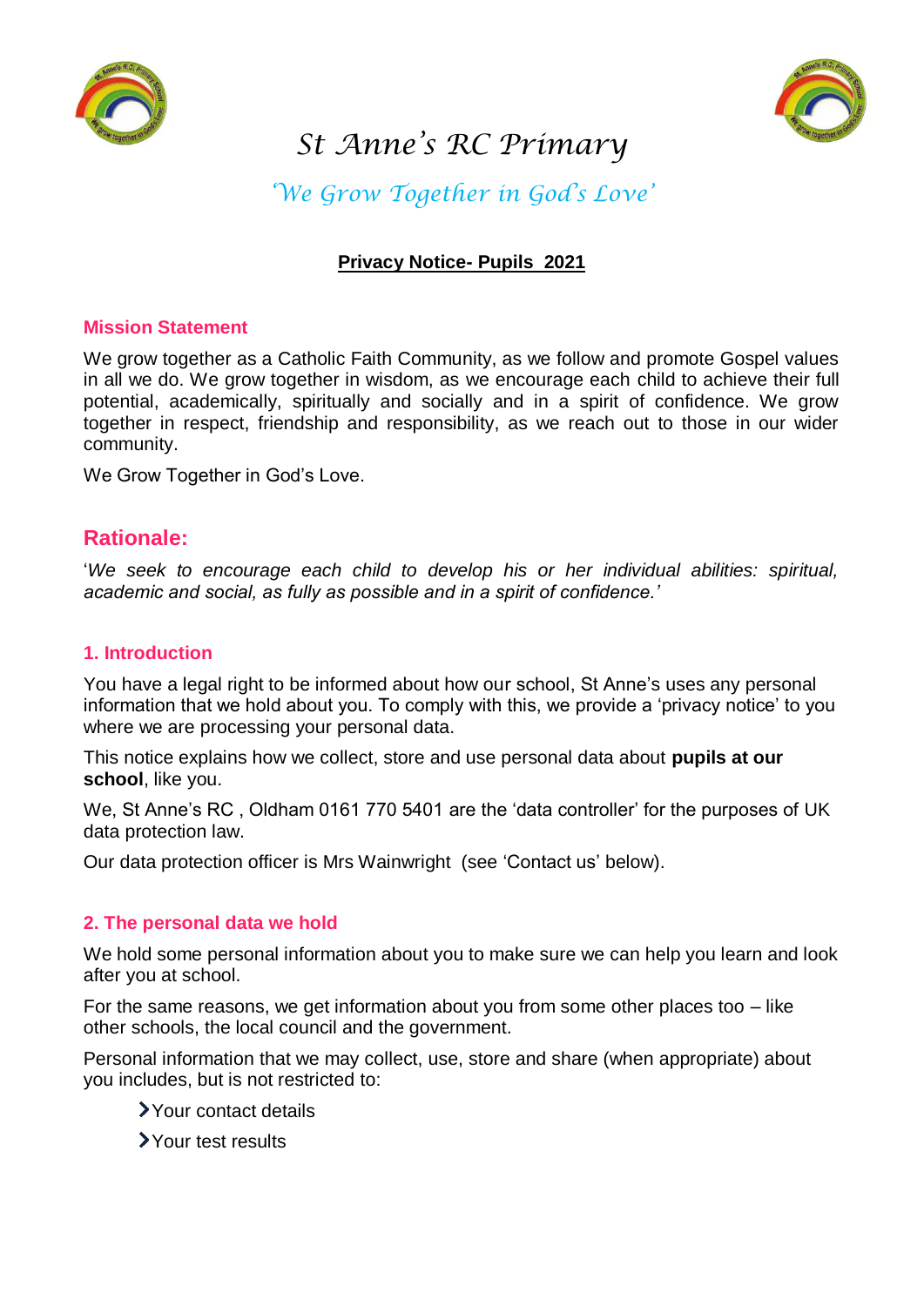# St Anne's RC Primary

*'We Grow Together in God's Love'*

## Privacy Notice- Pupils 2021

### Mission Statement

We grow together as a Catholic Faith Community, as we follow and promote Gospel values in all we do. We grow together in wisdom, as we encourage each child to achieve their full potential, academically, spiritually and socially and in a spirit of confidence. We grow together in respect, friendship and responsibility, as we reach out to those in our wider community.

We Grow Together in God's Love.

## Rationale:

'*We seek to encourage each child to develop his or her individual abilities: spiritual, academic and social, as fully as possible and in a spirit of confidence.'*

### 1. Introduction

You have a legal right to be informed about how our school, St Anne's uses any personal information that we hold about you. To comply with this, we provide a 'privacy notice' to you where we are processing your personal data.

This notice explains how we collect, store and use personal data about **pupils at our school**, like you.

We, St Anne's RC , Oldham 0161 770 5401 are the 'data controller' for the purposes of UK data protection law.

Our data protection officer is Mrs Wainwright (see 'Contact us' below).

### 2. The personal data we hold

We hold some personal information about you to make sure we can help you learn and look after you at school.

For the same reasons, we get information about you from some other places too – like other schools, the local council and the government.

Personal information that we may collect, use, store and share (when appropriate) about you includes, but is not restricted to:

- Your contact details
- Your test results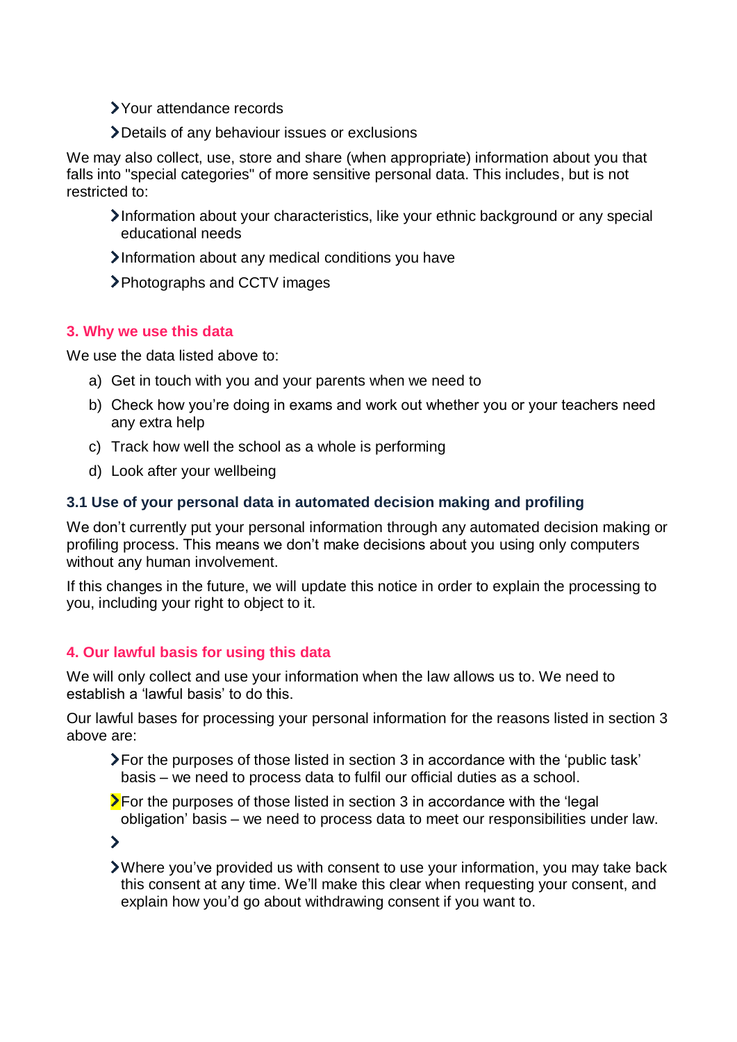- Your attendance records
- Details of any behaviour issues or exclusions

We may also collect, use, store and share (when appropriate) information about you that falls into "special categories" of more sensitive personal data. This includes, but is not restricted to:

- Information about your characteristics, like your ethnic background or any special educational needs
- Information about any medical conditions you have
- Photographs and CCTV images

## 3. Why we use this data

We use the data listed above to:

a) Get in touch with you and your parents when we need to
b) Check how you're doing in exams and work out whether you or your teachers need any extra help
c) Track how well the school as a whole is performing
d) Look after your wellbeing

### 3.1 Use of your personal data in automated decision making and profiling

We don't currently put your personal information through any automated decision making or profiling process. This means we don't make decisions about you using only computers without any human involvement.

If this changes in the future, we will update this notice in order to explain the processing to you, including your right to object to it.

## 4. Our lawful basis for using this data

We will only collect and use your information when the law allows us to. We need to establish a 'lawful basis' to do this.

Our lawful bases for processing your personal information for the reasons listed in section 3 above are:

- For the purposes of those listed in section 3 in accordance with the 'public task' basis – we need to process data to fulfil our official duties as a school.
- For the purposes of those listed in section 3 in accordance with the 'legal obligation' basis – we need to process data to meet our responsibilities under law.
- 
- Where you've provided us with consent to use your information, you may take back this consent at any time. We'll make this clear when requesting your consent, and explain how you'd go about withdrawing consent if you want to.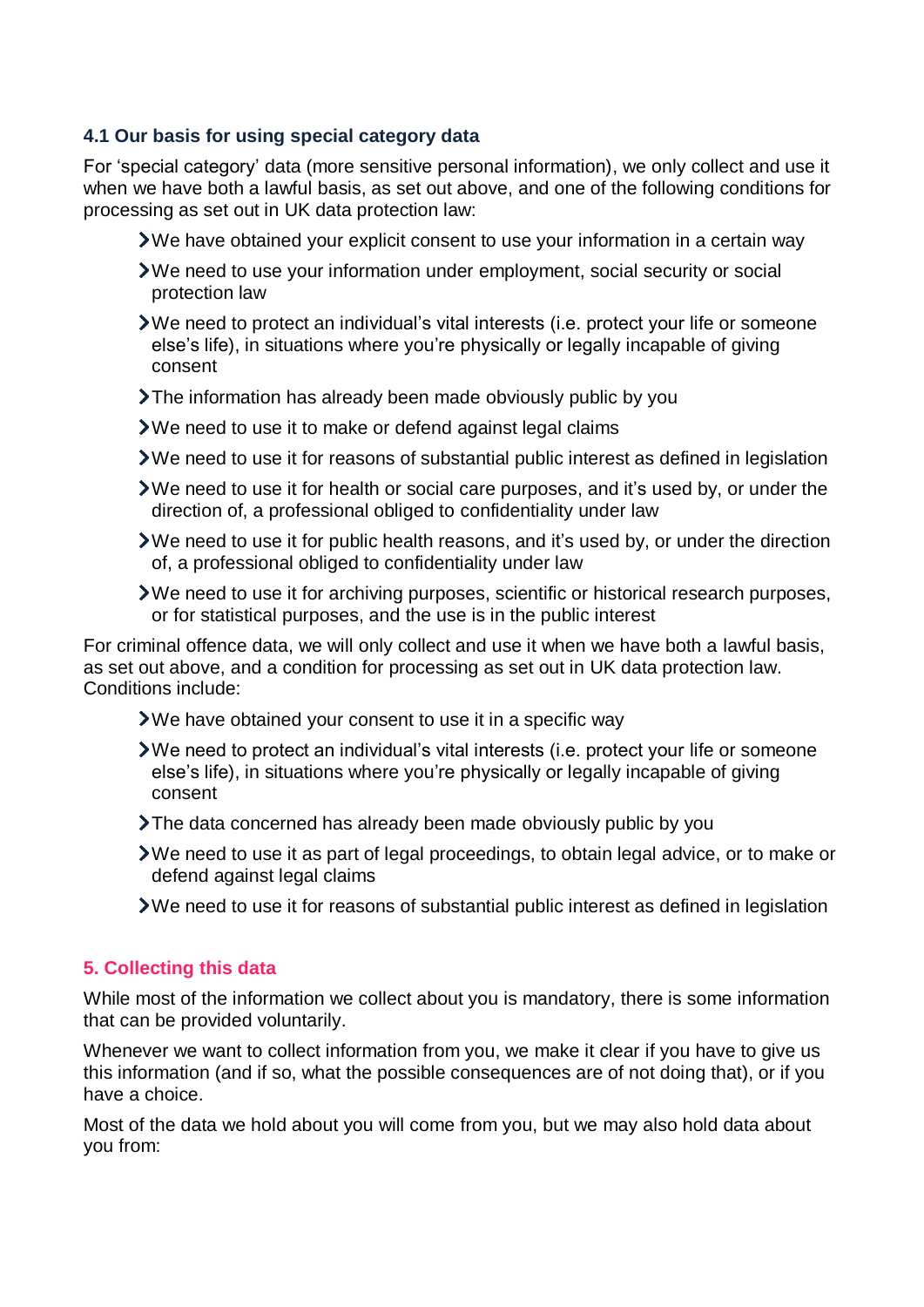### 4.1 Our basis for using special category data

For 'special category' data (more sensitive personal information), we only collect and use it when we have both a lawful basis, as set out above, and one of the following conditions for processing as set out in UK data protection law:

- We have obtained your explicit consent to use your information in a certain way
- We need to use your information under employment, social security or social protection law
- We need to protect an individual's vital interests (i.e. protect your life or someone else's life), in situations where you're physically or legally incapable of giving consent
- The information has already been made obviously public by you
- We need to use it to make or defend against legal claims
- We need to use it for reasons of substantial public interest as defined in legislation
- We need to use it for health or social care purposes, and it's used by, or under the direction of, a professional obliged to confidentiality under law
- We need to use it for public health reasons, and it's used by, or under the direction of, a professional obliged to confidentiality under law
- We need to use it for archiving purposes, scientific or historical research purposes, or for statistical purposes, and the use is in the public interest

For criminal offence data, we will only collect and use it when we have both a lawful basis, as set out above, and a condition for processing as set out in UK data protection law. Conditions include:

- We have obtained your consent to use it in a specific way
- We need to protect an individual's vital interests (i.e. protect your life or someone else's life), in situations where you're physically or legally incapable of giving consent
- The data concerned has already been made obviously public by you
- We need to use it as part of legal proceedings, to obtain legal advice, or to make or defend against legal claims
- We need to use it for reasons of substantial public interest as defined in legislation

## 5. Collecting this data

While most of the information we collect about you is mandatory, there is some information that can be provided voluntarily.

Whenever we want to collect information from you, we make it clear if you have to give us this information (and if so, what the possible consequences are of not doing that), or if you have a choice.

Most of the data we hold about you will come from you, but we may also hold data about you from: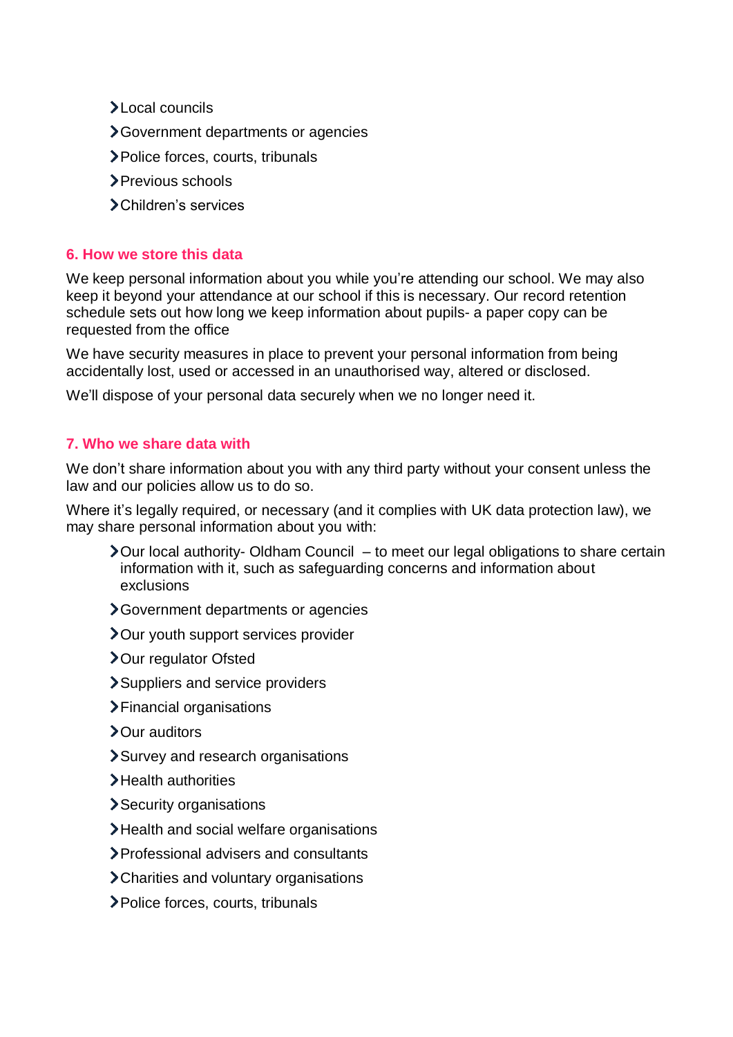- Local councils
- Government departments or agencies
- Police forces, courts, tribunals
- Previous schools
- Children's services

## 6. How we store this data

We keep personal information about you while you're attending our school. We may also keep it beyond your attendance at our school if this is necessary. Our record retention schedule sets out how long we keep information about pupils- a paper copy can be requested from the office

We have security measures in place to prevent your personal information from being accidentally lost, used or accessed in an unauthorised way, altered or disclosed.

We'll dispose of your personal data securely when we no longer need it.

## 7. Who we share data with

We don't share information about you with any third party without your consent unless the law and our policies allow us to do so.

Where it's legally required, or necessary (and it complies with UK data protection law), we may share personal information about you with:

- Our local authority- Oldham Council – to meet our legal obligations to share certain information with it, such as safeguarding concerns and information about exclusions
- Government departments or agencies
- Our youth support services provider
- Our regulator Ofsted
- Suppliers and service providers
- Financial organisations
- Our auditors
- Survey and research organisations
- Health authorities
- Security organisations
- Health and social welfare organisations
- Professional advisers and consultants
- Charities and voluntary organisations
- Police forces, courts, tribunals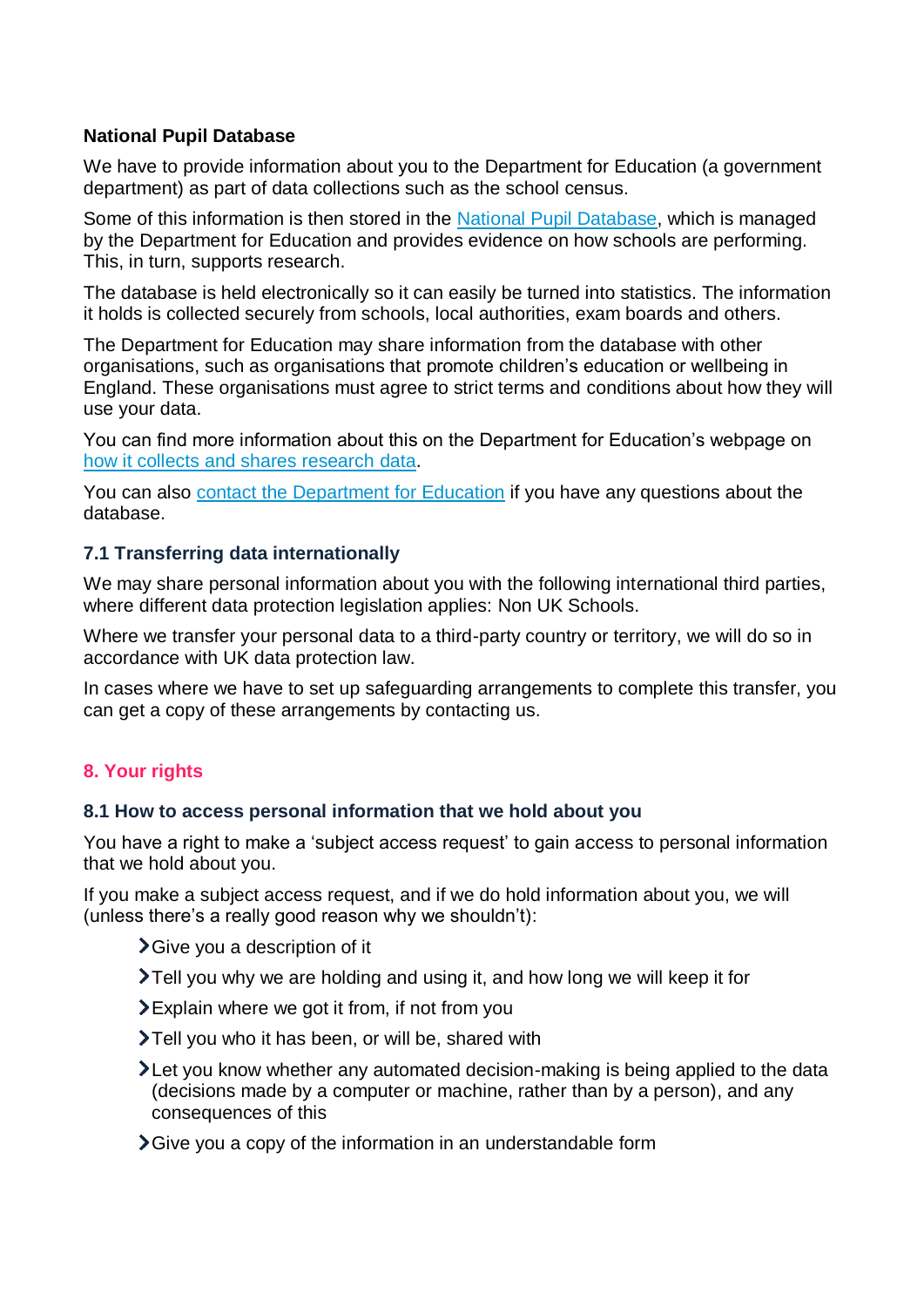### National Pupil Database

We have to provide information about you to the Department for Education (a government department) as part of data collections such as the school census.

Some of this information is then stored in the National Pupil Database, which is managed by the Department for Education and provides evidence on how schools are performing. This, in turn, supports research.

The database is held electronically so it can easily be turned into statistics. The information it holds is collected securely from schools, local authorities, exam boards and others.

The Department for Education may share information from the database with other organisations, such as organisations that promote children's education or wellbeing in England. These organisations must agree to strict terms and conditions about how they will use your data.

You can find more information about this on the Department for Education's webpage on how it collects and shares research data.

You can also contact the Department for Education if you have any questions about the database.

### 7.1 Transferring data internationally

We may share personal information about you with the following international third parties, where different data protection legislation applies: Non UK Schools.

Where we transfer your personal data to a third-party country or territory, we will do so in accordance with UK data protection law.

In cases where we have to set up safeguarding arrangements to complete this transfer, you can get a copy of these arrangements by contacting us.

## 8. Your rights

### 8.1 How to access personal information that we hold about you

You have a right to make a 'subject access request' to gain access to personal information that we hold about you.

If you make a subject access request, and if we do hold information about you, we will (unless there's a really good reason why we shouldn't):

- Give you a description of it
- Tell you why we are holding and using it, and how long we will keep it for
- Explain where we got it from, if not from you
- Tell you who it has been, or will be, shared with
- Let you know whether any automated decision-making is being applied to the data (decisions made by a computer or machine, rather than by a person), and any consequences of this
- Give you a copy of the information in an understandable form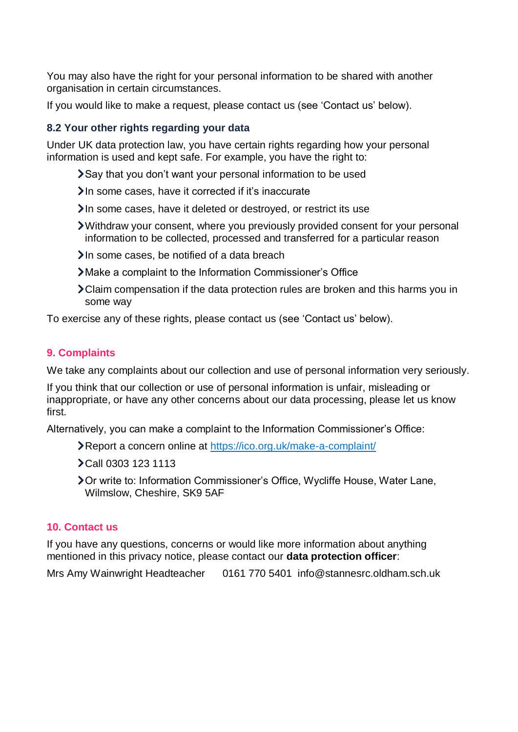You may also have the right for your personal information to be shared with another organisation in certain circumstances.

If you would like to make a request, please contact us (see 'Contact us' below).

### 8.2 Your other rights regarding your data

Under UK data protection law, you have certain rights regarding how your personal information is used and kept safe. For example, you have the right to:

- Say that you don't want your personal information to be used
- In some cases, have it corrected if it's inaccurate
- In some cases, have it deleted or destroyed, or restrict its use
- Withdraw your consent, where you previously provided consent for your personal information to be collected, processed and transferred for a particular reason
- In some cases, be notified of a data breach
- Make a complaint to the Information Commissioner's Office
- Claim compensation if the data protection rules are broken and this harms you in some way

To exercise any of these rights, please contact us (see 'Contact us' below).

## 9. Complaints

We take any complaints about our collection and use of personal information very seriously.

If you think that our collection or use of personal information is unfair, misleading or inappropriate, or have any other concerns about our data processing, please let us know first.

Alternatively, you can make a complaint to the Information Commissioner's Office:

- Report a concern online at https://ico.org.uk/make-a-complaint/
- Call 0303 123 1113
- Or write to: Information Commissioner's Office, Wycliffe House, Water Lane, Wilmslow, Cheshire, SK9 5AF

## 10. Contact us

If you have any questions, concerns or would like more information about anything mentioned in this privacy notice, please contact our **data protection officer**:

Mrs Amy Wainwright Headteacher 0161 770 5401 info@stannesrc.oldham.sch.uk